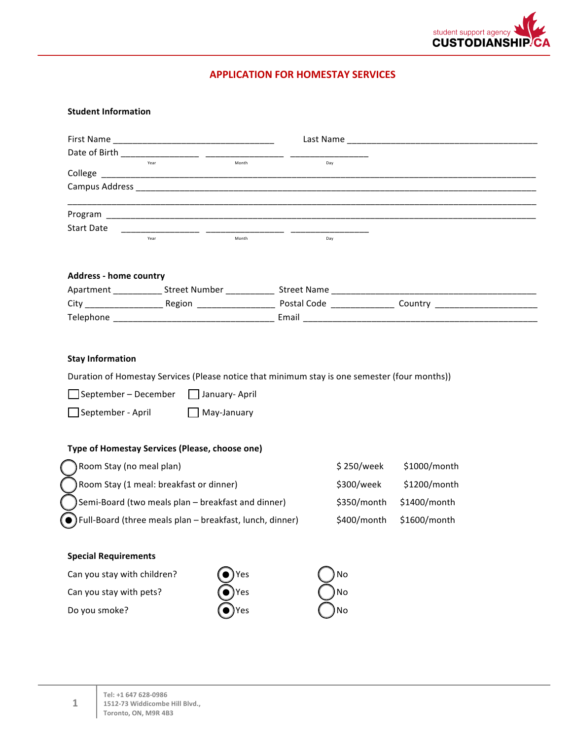student support agency
**CUSTODIANSHIP.CA**

## APPLICATION FOR HOMESTAY SERVICES

### Student Information

First Name ________________________________ Last Name ______________________________________

Date of Birth ________________ ________________ ________________
Year Month Day

College ______________________________________________________________________________________

Campus Address ________________________________________________________________________________

______________________________________________________________________________________________

Program ______________________________________________________________________________________

Start Date ________________ ________________ ________________
Year Month Day

### Address - home country

Apartment __________ Street Number __________ Street Name ____________________________________________

City ________________ Region ________________ Postal Code _____________ Country ____________________

Telephone ________________________________ Email ______________________________________________

### Stay Information

Duration of Homestay Services (Please notice that minimum stay is one semester (four months))

☐ September – December ☐ January- April

☐ September - April ☐ May-January

### Type of Homestay Services (Please, choose one)

| | | | |
|---|---|---|---|
| ○ | Room Stay (no meal plan) | $ 250/week | $1000/month |
| ○ | Room Stay (1 meal: breakfast or dinner) | $300/week | $1200/month |
| ○ | Semi-Board (two meals plan – breakfast and dinner) | $350/month | $1400/month |
| ◉ | Full-Board (three meals plan – breakfast, lunch, dinner) | $400/month | $1600/month |

### Special Requirements

| | | |
|---|---|---|
| Can you stay with children? | ◉ Yes | ○ No |
| Can you stay with pets? | ◉ Yes | ○ No |
| Do you smoke? | ◉ Yes | ○ No |

Tel: +1 647 628-0986
1512-73 Widdicombe Hill Blvd.,
Toronto, ON, M9R 4B3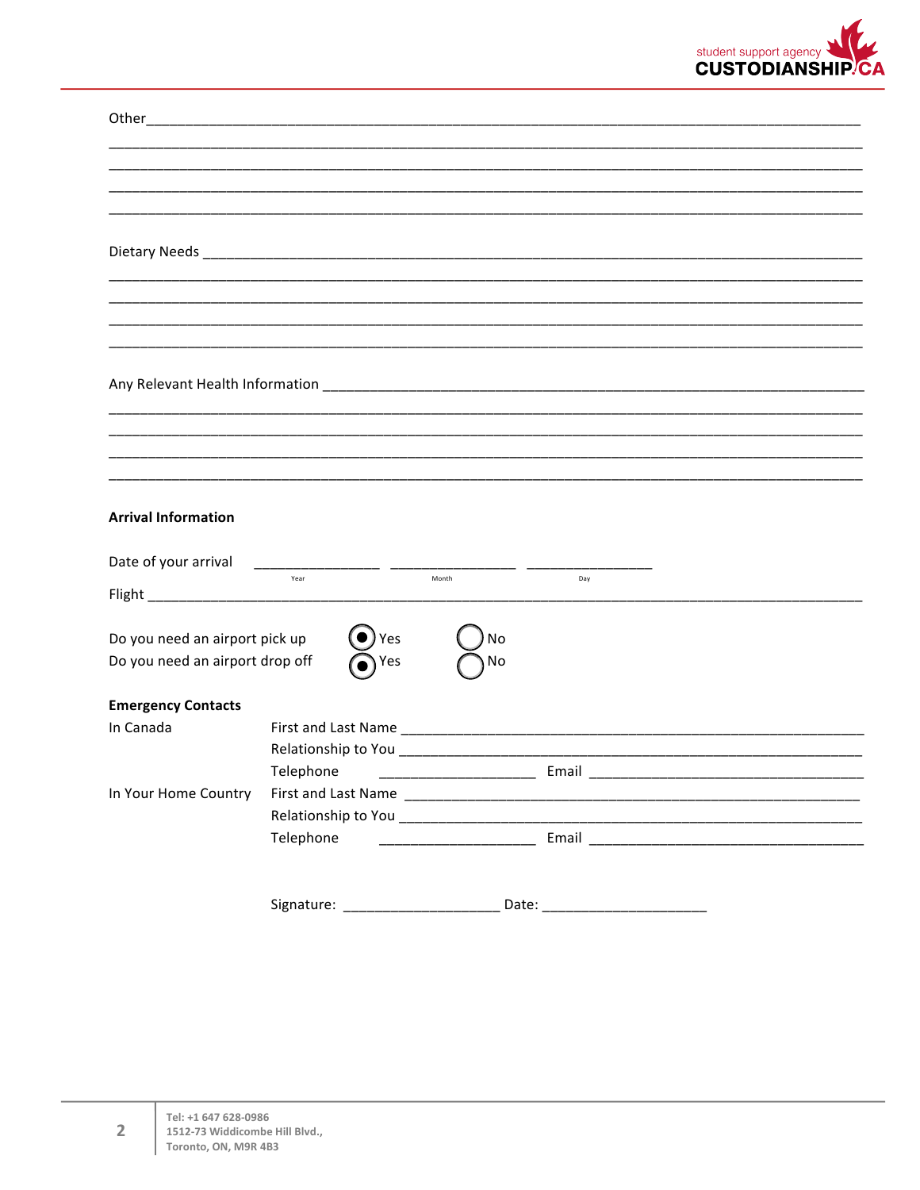Other___________________________________________________________________________________

_____________________________________________________________________________________

_____________________________________________________________________________________

_____________________________________________________________________________________

_____________________________________________________________________________________

Dietary Needs ___________________________________________________________________________

_____________________________________________________________________________________

_____________________________________________________________________________________

_____________________________________________________________________________________

_____________________________________________________________________________________

Any Relevant Health Information _________________________________________________________

_____________________________________________________________________________________

_____________________________________________________________________________________

_____________________________________________________________________________________

_____________________________________________________________________________________

**Arrival Information**

Date of your arrival ______________ ______________ ______________
Year Month Day

Flight _________________________________________________________________________________

Do you need an airport pick up ◉ Yes ○ No

Do you need an airport drop off ◉ Yes ○ No

**Emergency Contacts**

In Canada

First and Last Name _____________________________________________________________

Relationship to You _____________________________________________________________

Telephone ____________________ Email ___________________________________

In Your Home Country

First and Last Name _____________________________________________________________

Relationship to You _____________________________________________________________

Telephone ____________________ Email ___________________________________

Signature: ____________________ Date: _____________________

Tel: +1 647 628-0986
1512-73 Widdicombe Hill Blvd.,
Toronto, ON, M9R 4B3